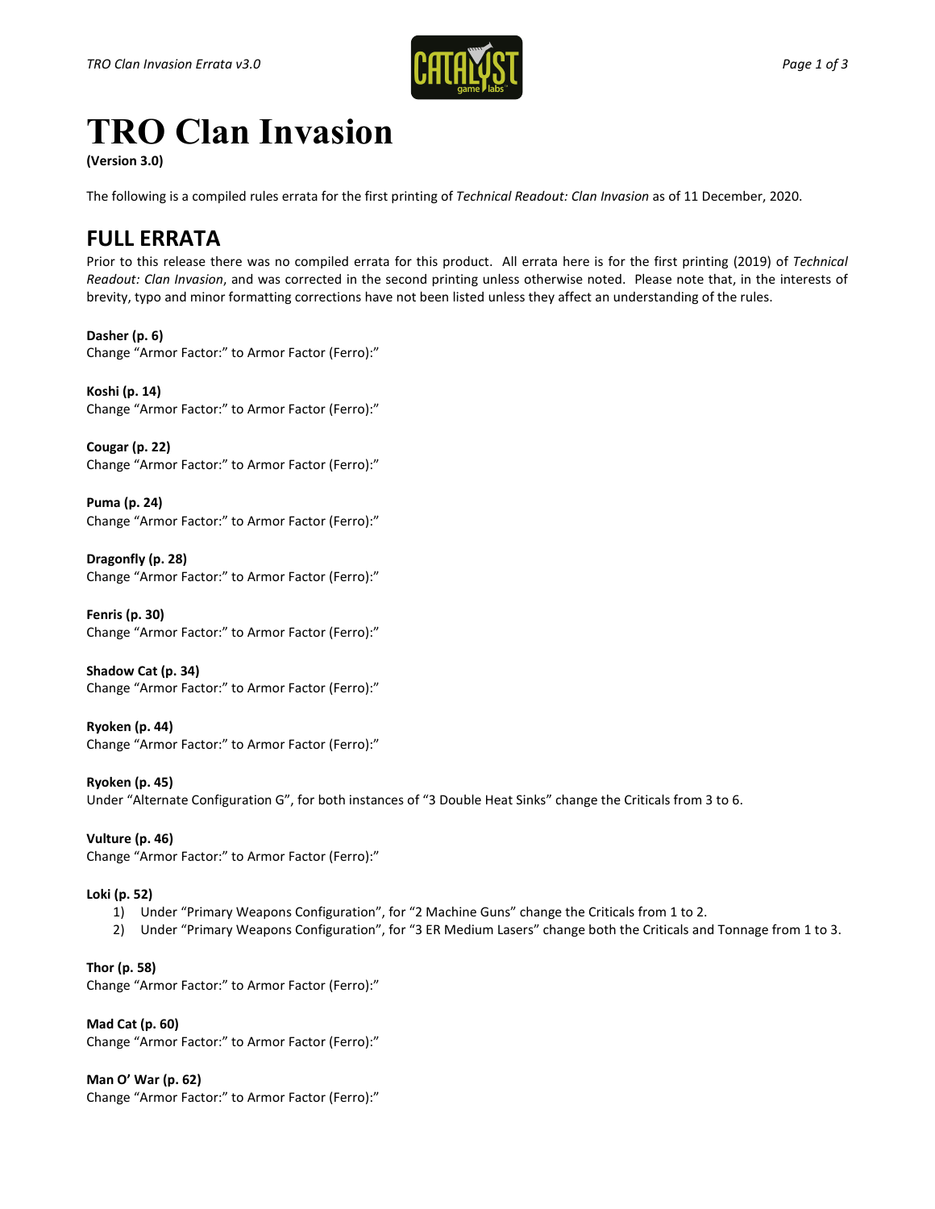# TRO Clan Invasion

**(Version 3.0)**

The following is a compiled rules errata for the first printing of *Technical Readout: Clan Invasion* as of 11 December, 2020.

## FULL ERRATA

Prior to this release there was no compiled errata for this product. All errata here is for the first printing (2019) of *Technical Readout: Clan Invasion*, and was corrected in the second printing unless otherwise noted. Please note that, in the interests of brevity, typo and minor formatting corrections have not been listed unless they affect an understanding of the rules.

**Dasher (p. 6)**
Change "Armor Factor:" to Armor Factor (Ferro):"

**Koshi (p. 14)**
Change "Armor Factor:" to Armor Factor (Ferro):"

**Cougar (p. 22)**
Change "Armor Factor:" to Armor Factor (Ferro):"

**Puma (p. 24)**
Change "Armor Factor:" to Armor Factor (Ferro):"

**Dragonfly (p. 28)**
Change "Armor Factor:" to Armor Factor (Ferro):"

**Fenris (p. 30)**
Change "Armor Factor:" to Armor Factor (Ferro):"

**Shadow Cat (p. 34)**
Change "Armor Factor:" to Armor Factor (Ferro):"

**Ryoken (p. 44)**
Change "Armor Factor:" to Armor Factor (Ferro):"

**Ryoken (p. 45)**
Under "Alternate Configuration G", for both instances of "3 Double Heat Sinks" change the Criticals from 3 to 6.

**Vulture (p. 46)**
Change "Armor Factor:" to Armor Factor (Ferro):"

**Loki (p. 52)**

1) Under "Primary Weapons Configuration", for "2 Machine Guns" change the Criticals from 1 to 2.
2) Under "Primary Weapons Configuration", for "3 ER Medium Lasers" change both the Criticals and Tonnage from 1 to 3.

**Thor (p. 58)**
Change "Armor Factor:" to Armor Factor (Ferro):"

**Mad Cat (p. 60)**
Change "Armor Factor:" to Armor Factor (Ferro):"

**Man O' War (p. 62)**
Change "Armor Factor:" to Armor Factor (Ferro):"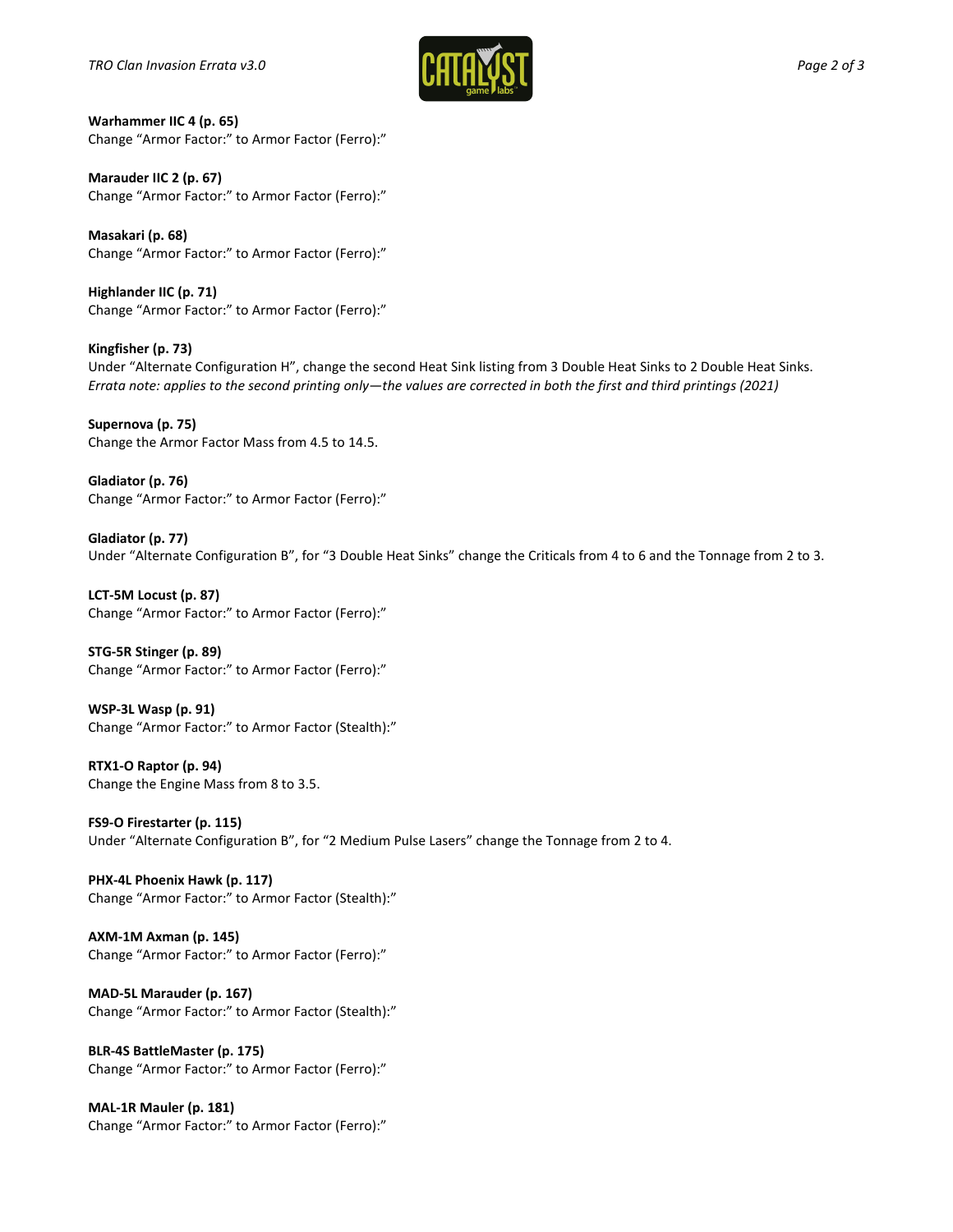**Warhammer IIC 4 (p. 65)**
Change “Armor Factor:” to Armor Factor (Ferro):”

**Marauder IIC 2 (p. 67)**
Change “Armor Factor:” to Armor Factor (Ferro):”

**Masakari (p. 68)**
Change “Armor Factor:” to Armor Factor (Ferro):”

**Highlander IIC (p. 71)**
Change “Armor Factor:” to Armor Factor (Ferro):”

**Kingfisher (p. 73)**
Under “Alternate Configuration H”, change the second Heat Sink listing from 3 Double Heat Sinks to 2 Double Heat Sinks.
*Errata note: applies to the second printing only—the values are corrected in both the first and third printings (2021)*

**Supernova (p. 75)**
Change the Armor Factor Mass from 4.5 to 14.5.

**Gladiator (p. 76)**
Change “Armor Factor:” to Armor Factor (Ferro):”

**Gladiator (p. 77)**
Under “Alternate Configuration B”, for “3 Double Heat Sinks” change the Criticals from 4 to 6 and the Tonnage from 2 to 3.

**LCT-5M Locust (p. 87)**
Change “Armor Factor:” to Armor Factor (Ferro):”

**STG-5R Stinger (p. 89)**
Change “Armor Factor:” to Armor Factor (Ferro):”

**WSP-3L Wasp (p. 91)**
Change “Armor Factor:” to Armor Factor (Stealth):”

**RTX1-O Raptor (p. 94)**
Change the Engine Mass from 8 to 3.5.

**FS9-O Firestarter (p. 115)**
Under “Alternate Configuration B”, for “2 Medium Pulse Lasers” change the Tonnage from 2 to 4.

**PHX-4L Phoenix Hawk (p. 117)**
Change “Armor Factor:” to Armor Factor (Stealth):”

**AXM-1M Axman (p. 145)**
Change “Armor Factor:” to Armor Factor (Ferro):”

**MAD-5L Marauder (p. 167)**
Change “Armor Factor:” to Armor Factor (Stealth):”

**BLR-4S BattleMaster (p. 175)**
Change “Armor Factor:” to Armor Factor (Ferro):”

**MAL-1R Mauler (p. 181)**
Change “Armor Factor:” to Armor Factor (Ferro):”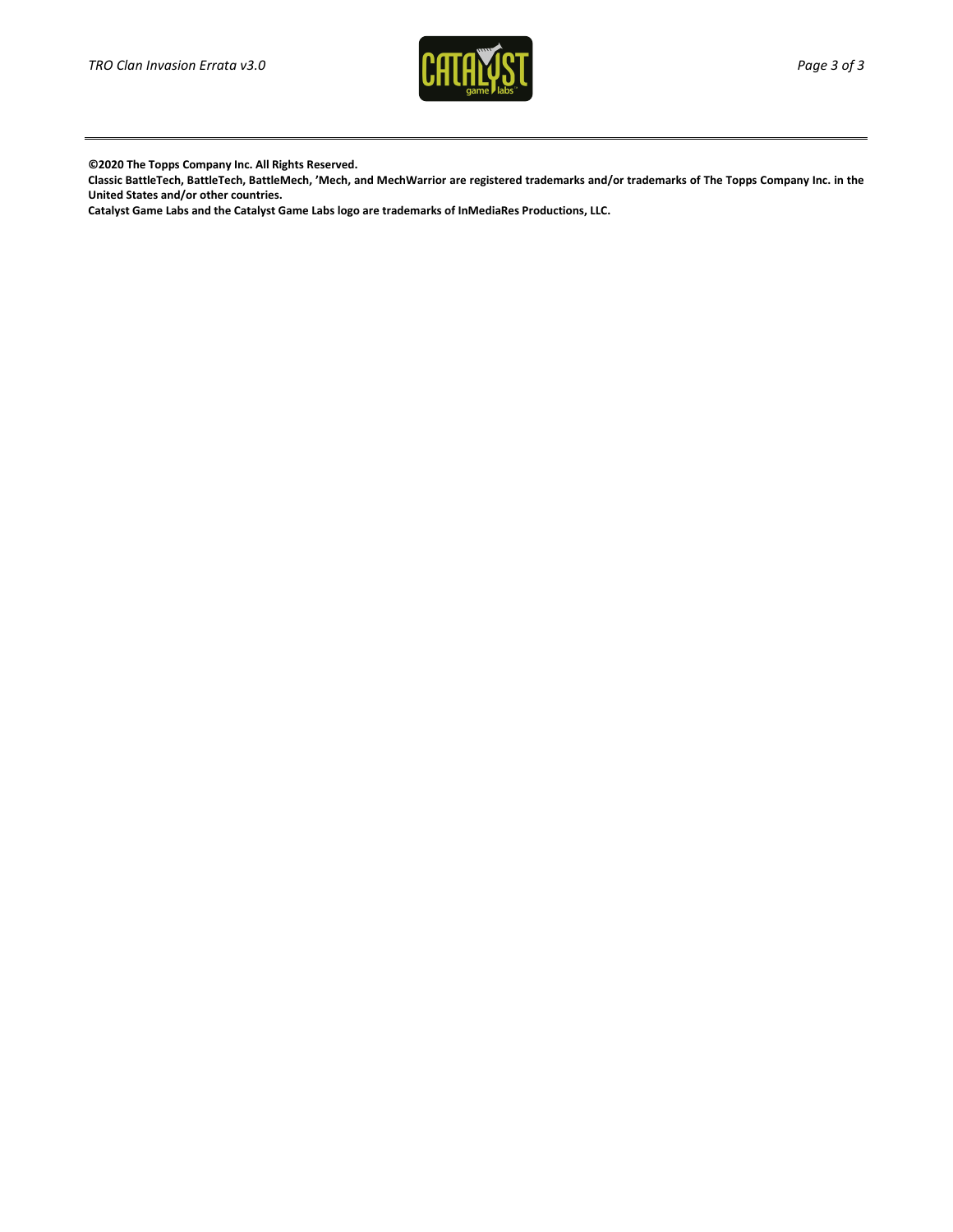**©2020 The Topps Company Inc. All Rights Reserved.**

**Classic BattleTech, BattleTech, BattleMech, ’Mech, and MechWarrior are registered trademarks and/or trademarks of The Topps Company Inc. in the United States and/or other countries.**

**Catalyst Game Labs and the Catalyst Game Labs logo are trademarks of InMediaRes Productions, LLC.**